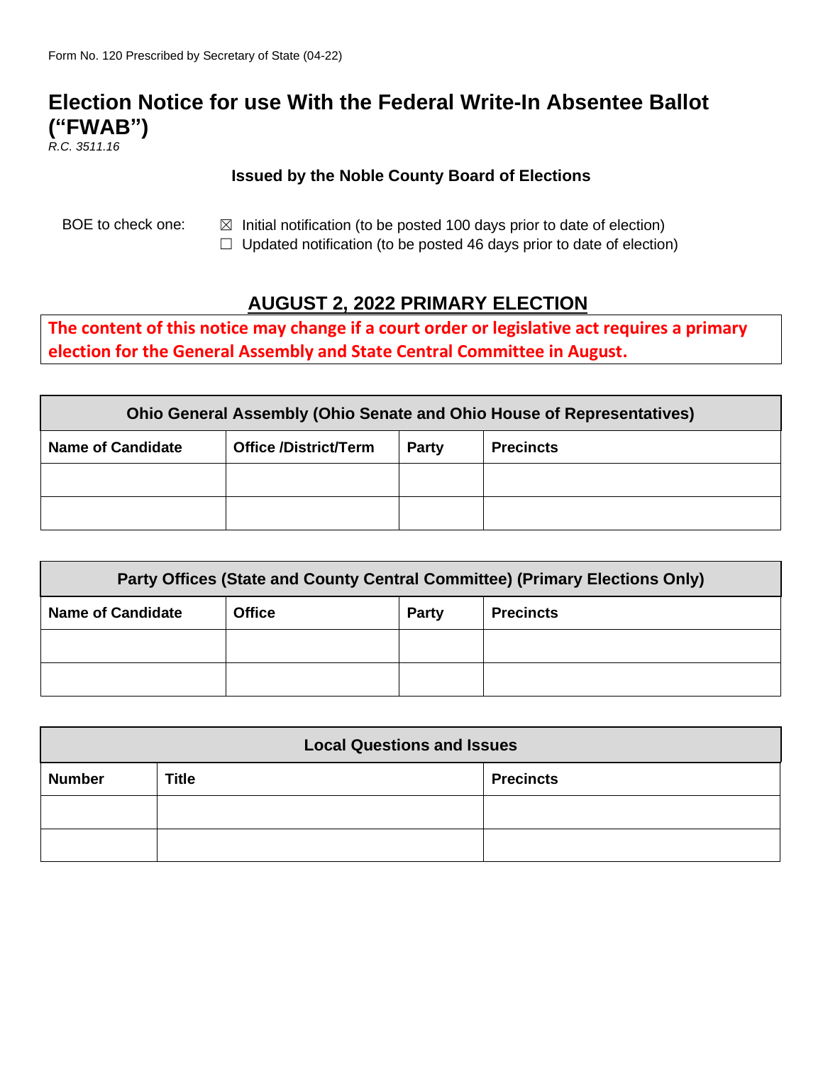Form No. 120 Prescribed by Secretary of State (04-22)

# Election Notice for use With the Federal Write-In Absentee Ballot ("FWAB")

*R.C. 3511.16*

**Issued by the Noble County Board of Elections**

BOE to check one:

- ☒ Initial notification (to be posted 100 days prior to date of election)
- ☐ Updated notification (to be posted 46 days prior to date of election)

## AUGUST 2, 2022 PRIMARY ELECTION

**The content of this notice may change if a court order or legislative act requires a primary election for the General Assembly and State Central Committee in August.**

| Ohio General Assembly (Ohio Senate and Ohio House of Representatives) | | | |
|---|---|---|---|
| **Name of Candidate** | **Office /District/Term** | **Party** | **Precincts** |
| | | | |
| | | | |

| Party Offices (State and County Central Committee) (Primary Elections Only) | | | |
|---|---|---|---|
| **Name of Candidate** | **Office** | **Party** | **Precincts** |
| | | | |
| | | | |

| Local Questions and Issues | | |
|---|---|---|
| **Number** | **Title** | **Precincts** |
| | | |
| | | |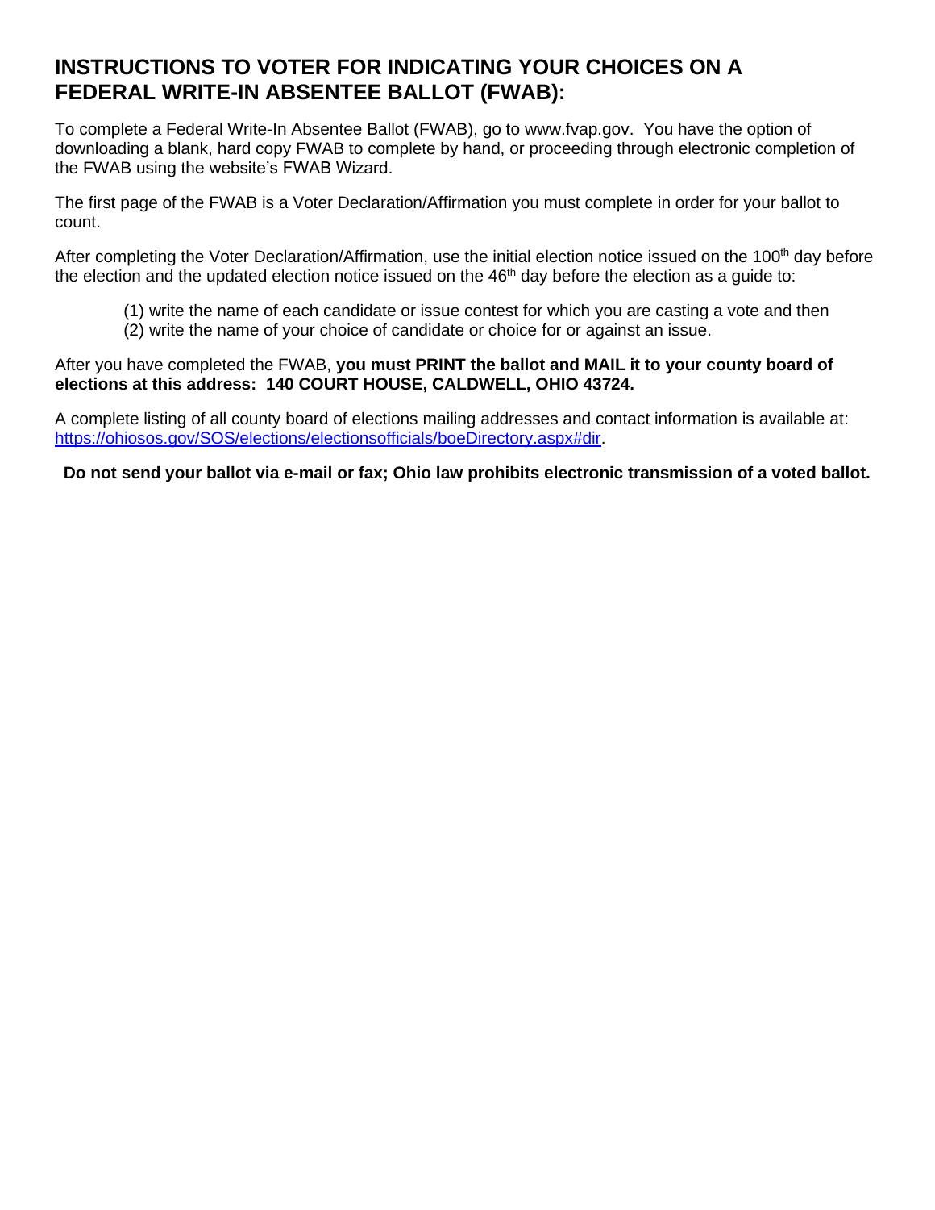# INSTRUCTIONS TO VOTER FOR INDICATING YOUR CHOICES ON A FEDERAL WRITE-IN ABSENTEE BALLOT (FWAB):

To complete a Federal Write-In Absentee Ballot (FWAB), go to www.fvap.gov. You have the option of downloading a blank, hard copy FWAB to complete by hand, or proceeding through electronic completion of the FWAB using the website's FWAB Wizard.

The first page of the FWAB is a Voter Declaration/Affirmation you must complete in order for your ballot to count.

After completing the Voter Declaration/Affirmation, use the initial election notice issued on the 100th day before the election and the updated election notice issued on the 46th day before the election as a guide to:

(1) write the name of each candidate or issue contest for which you are casting a vote and then
(2) write the name of your choice of candidate or choice for or against an issue.

After you have completed the FWAB, **you must PRINT the ballot and MAIL it to your county board of elections at this address: 140 COURT HOUSE, CALDWELL, OHIO 43724.**

A complete listing of all county board of elections mailing addresses and contact information is available at: https://ohiosos.gov/SOS/elections/electionsofficials/boeDirectory.aspx#dir.

**Do not send your ballot via e-mail or fax; Ohio law prohibits electronic transmission of a voted ballot.**